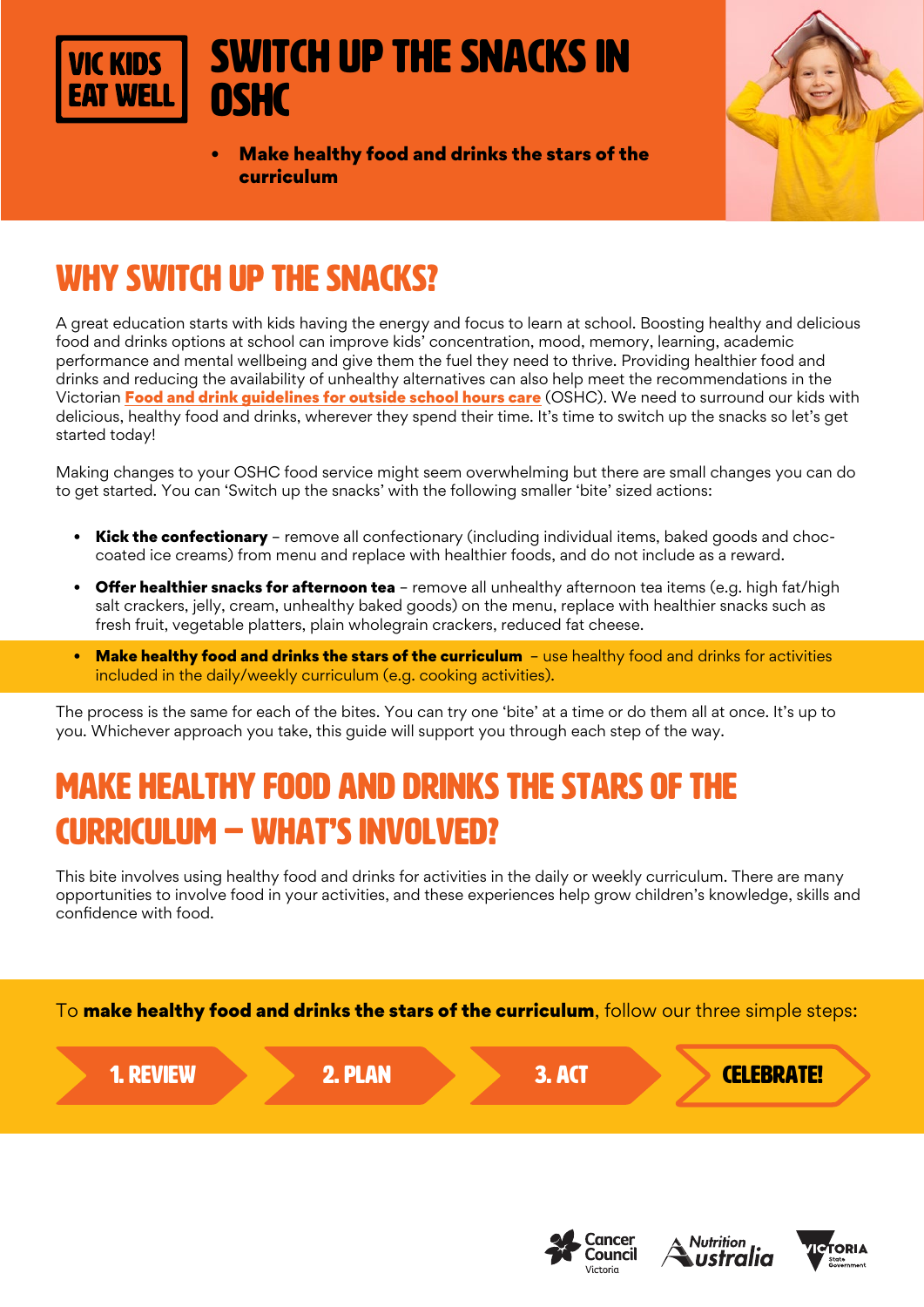VIC KIDS EAT WELL

# SWITCH UP THE SNACKS IN OSHC

- **Make healthy food and drinks the stars of the curriculum**

## WHY SWITCH UP THE SNACKS?

A great education starts with kids having the energy and focus to learn at school. Boosting healthy and delicious food and drinks options at school can improve kids' concentration, mood, memory, learning, academic performance and mental wellbeing and give them the fuel they need to thrive. Providing healthier food and drinks and reducing the availability of unhealthy alternatives can also help meet the recommendations in the Victorian **Food and drink guidelines for outside school hours care** (OSHC). We need to surround our kids with delicious, healthy food and drinks, wherever they spend their time. It's time to switch up the snacks so let's get started today!

Making changes to your OSHC food service might seem overwhelming but there are small changes you can do to get started. You can 'Switch up the snacks' with the following smaller 'bite' sized actions:

- **Kick the confectionary** – remove all confectionary (including individual items, baked goods and choc-coated ice creams) from menu and replace with healthier foods, and do not include as a reward.
- **Offer healthier snacks for afternoon tea** – remove all unhealthy afternoon tea items (e.g. high fat/high salt crackers, jelly, cream, unhealthy baked goods) on the menu, replace with healthier snacks such as fresh fruit, vegetable platters, plain wholegrain crackers, reduced fat cheese.
- **Make healthy food and drinks the stars of the curriculum** – use healthy food and drinks for activities included in the daily/weekly curriculum (e.g. cooking activities).

The process is the same for each of the bites. You can try one 'bite' at a time or do them all at once. It's up to you. Whichever approach you take, this guide will support you through each step of the way.

## MAKE HEALTHY FOOD AND DRINKS THE STARS OF THE CURRICULUM – WHAT'S INVOLVED?

This bite involves using healthy food and drinks for activities in the daily or weekly curriculum. There are many opportunities to involve food in your activities, and these experiences help grow children's knowledge, skills and confidence with food.

To **make healthy food and drinks the stars of the curriculum**, follow our three simple steps:

1. REVIEW → 2. PLAN → 3. ACT → CELEBRATE!

Cancer Council Victoria | Nutrition Australia | Victoria State Government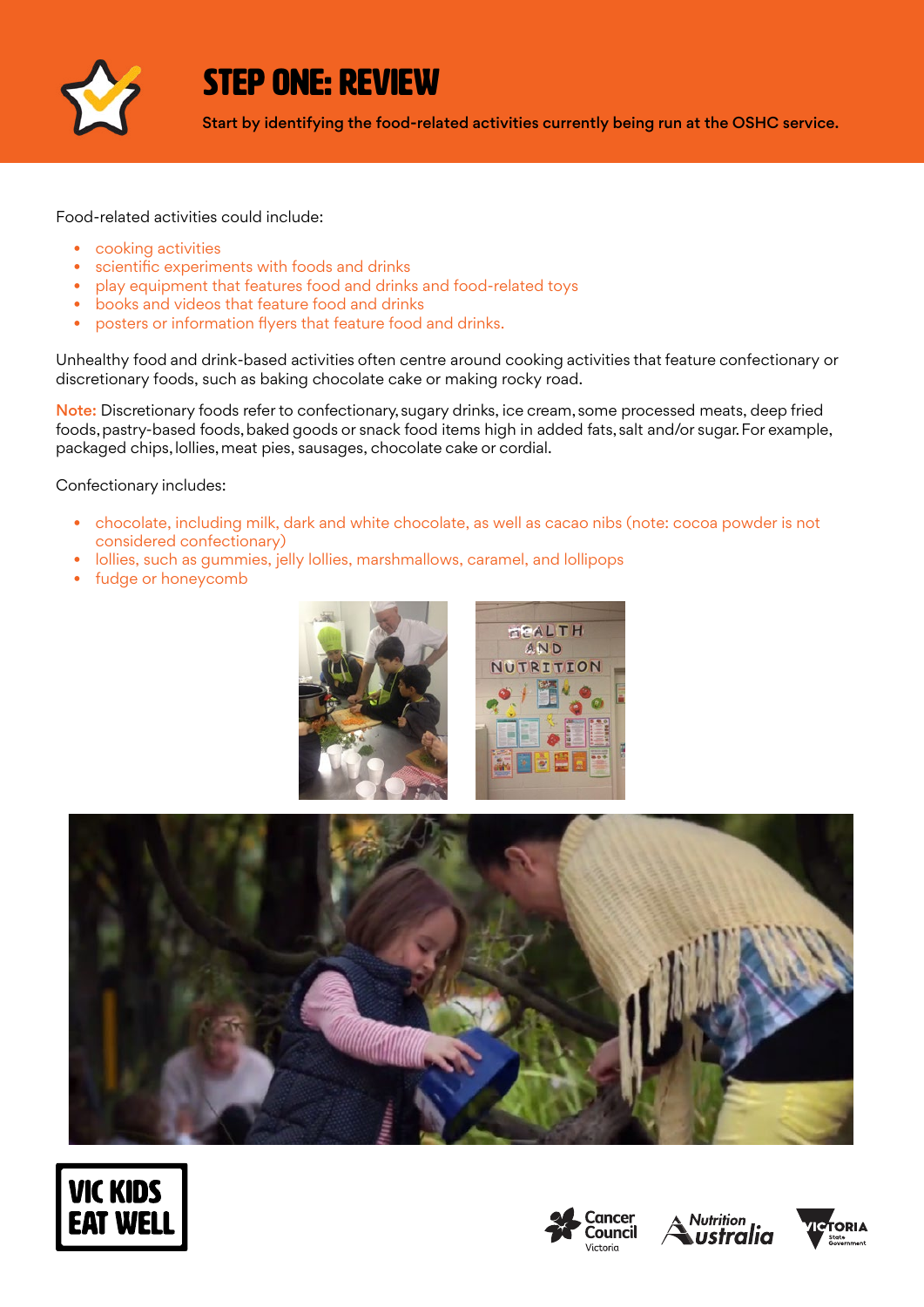# STEP ONE: REVIEW

**Start by identifying the food-related activities currently being run at the OSHC service.**

Food-related activities could include:

- cooking activities
- scientific experiments with foods and drinks
- play equipment that features food and drinks and food-related toys
- books and videos that feature food and drinks
- posters or information flyers that feature food and drinks.

Unhealthy food and drink-based activities often centre around cooking activities that feature confectionary or discretionary foods, such as baking chocolate cake or making rocky road.

**Note:** Discretionary foods refer to confectionary, sugary drinks, ice cream, some processed meats, deep fried foods, pastry-based foods, baked goods or snack food items high in added fats, salt and/or sugar. For example, packaged chips, lollies, meat pies, sausages, chocolate cake or cordial.

Confectionary includes:

- chocolate, including milk, dark and white chocolate, as well as cacao nibs (note: cocoa powder is not considered confectionary)
- lollies, such as gummies, jelly lollies, marshmallows, caramel, and lollipops
- fudge or honeycomb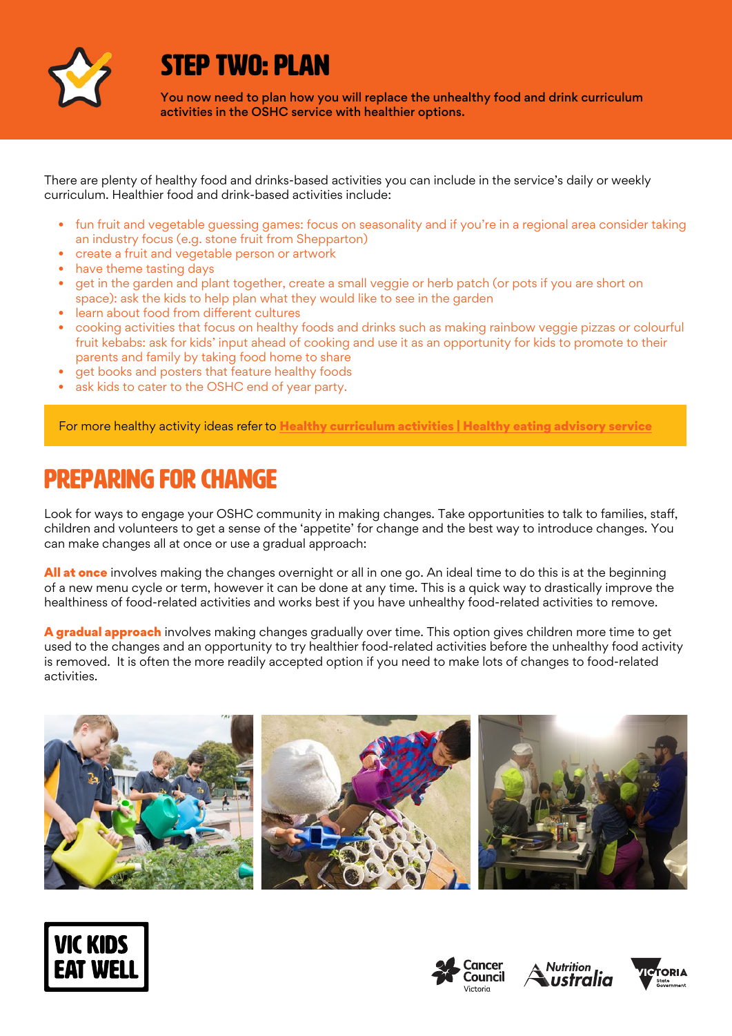# STEP TWO: PLAN

**You now need to plan how you will replace the unhealthy food and drink curriculum activities in the OSHC service with healthier options.**

There are plenty of healthy food and drinks-based activities you can include in the service's daily or weekly curriculum. Healthier food and drink-based activities include:

- fun fruit and vegetable guessing games: focus on seasonality and if you're in a regional area consider taking an industry focus (e.g. stone fruit from Shepparton)
- create a fruit and vegetable person or artwork
- have theme tasting days
- get in the garden and plant together, create a small veggie or herb patch (or pots if you are short on space): ask the kids to help plan what they would like to see in the garden
- learn about food from different cultures
- cooking activities that focus on healthy foods and drinks such as making rainbow veggie pizzas or colourful fruit kebabs: ask for kids' input ahead of cooking and use it as an opportunity for kids to promote to their parents and family by taking food home to share
- get books and posters that feature healthy foods
- ask kids to cater to the OSHC end of year party.

For more healthy activity ideas refer to **Healthy curriculum activities | Healthy eating advisory service**

## PREPARING FOR CHANGE

Look for ways to engage your OSHC community in making changes. Take opportunities to talk to families, staff, children and volunteers to get a sense of the 'appetite' for change and the best way to introduce changes. You can make changes all at once or use a gradual approach:

**All at once** involves making the changes overnight or all in one go. An ideal time to do this is at the beginning of a new menu cycle or term, however it can be done at any time. This is a quick way to drastically improve the healthiness of food-related activities and works best if you have unhealthy food-related activities to remove.

**A gradual approach** involves making changes gradually over time. This option gives children more time to get used to the changes and an opportunity to try healthier food-related activities before the unhealthy food activity is removed. It is often the more readily accepted option if you need to make lots of changes to food-related activities.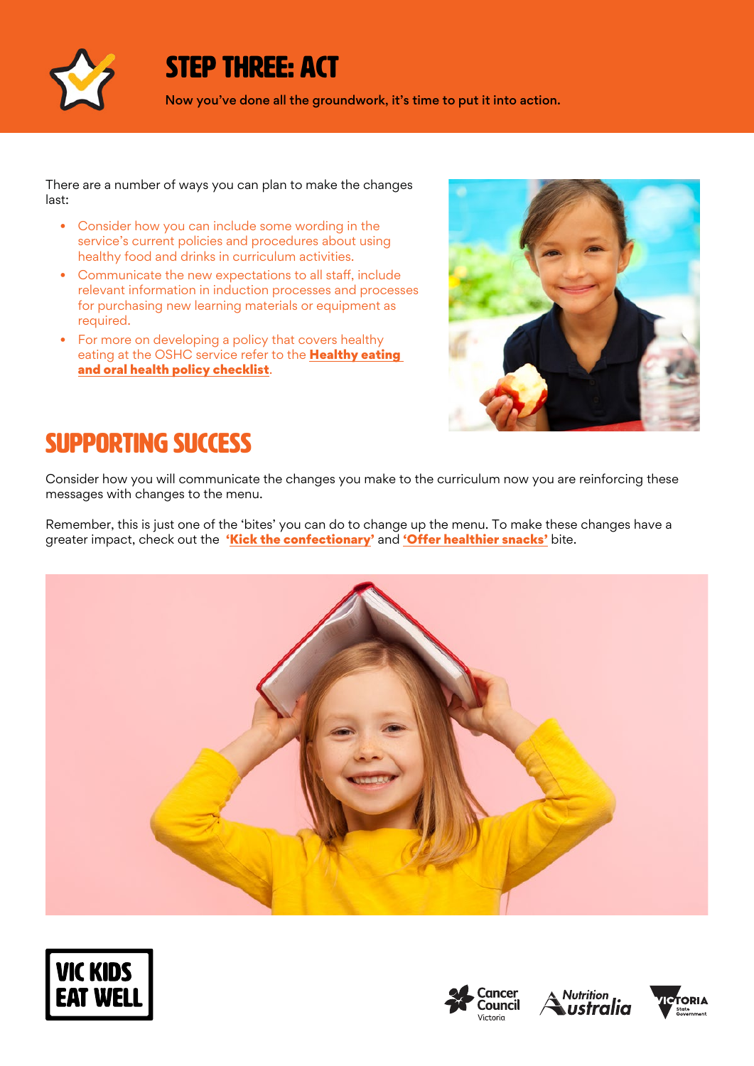# STEP THREE: ACT

**Now you've done all the groundwork, it's time to put it into action.**

There are a number of ways you can plan to make the changes last:

- Consider how you can include some wording in the service's current policies and procedures about using healthy food and drinks in curriculum activities.
- Communicate the new expectations to all staff, include relevant information in induction processes and processes for purchasing new learning materials or equipment as required.
- For more on developing a policy that covers healthy eating at the OSHC service refer to the **Healthy eating and oral health policy checklist**.

## SUPPORTING SUCCESS

Consider how you will communicate the changes you make to the curriculum now you are reinforcing these messages with changes to the menu.

Remember, this is just one of the 'bites' you can do to change up the menu. To make these changes have a greater impact, check out the **'Kick the confectionary'** and **'Offer healthier snacks'** bite.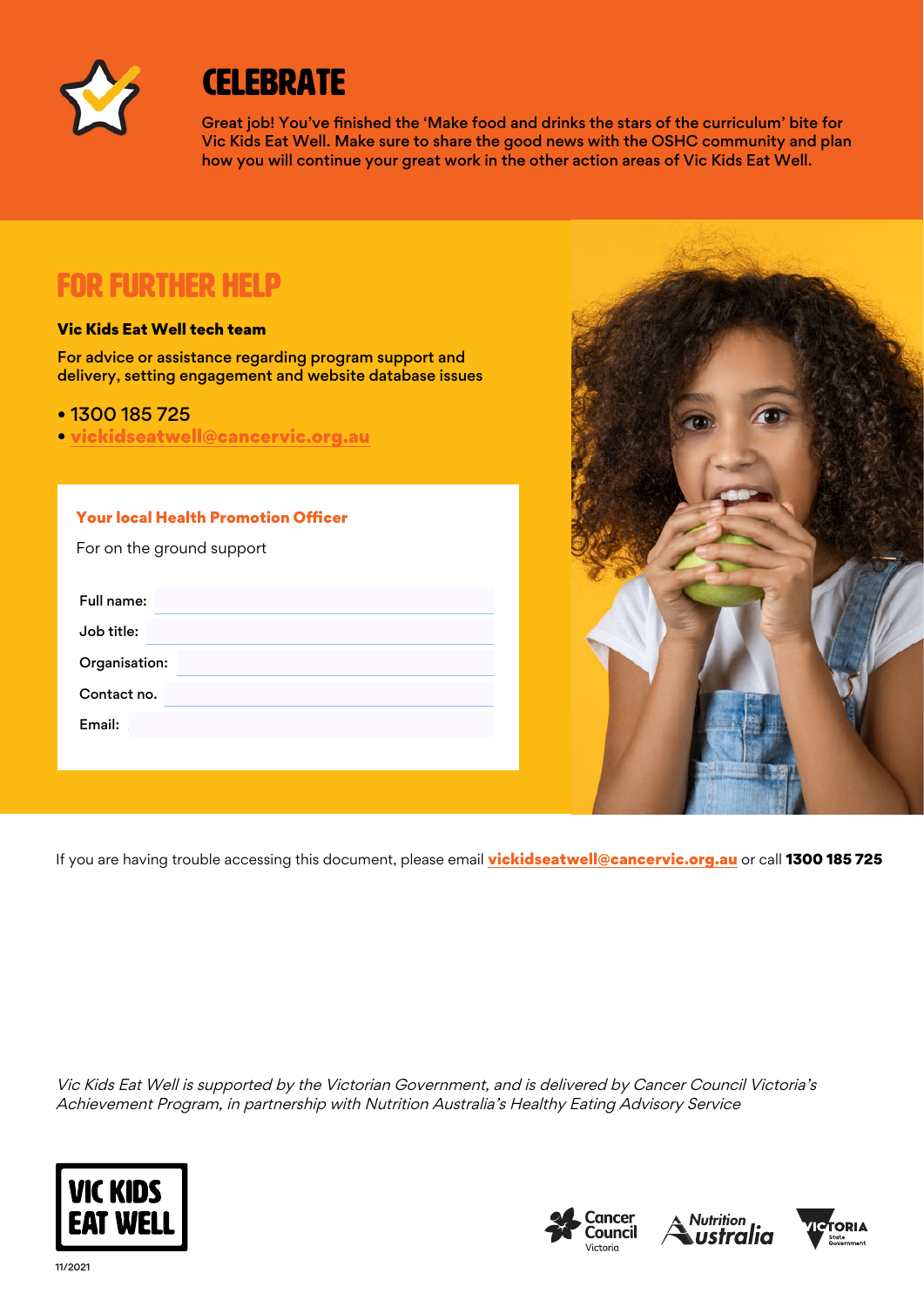# CELEBRATE

Great job! You've finished the 'Make food and drinks the stars of the curriculum' bite for Vic Kids Eat Well. Make sure to share the good news with the OSHC community and plan how you will continue your great work in the other action areas of Vic Kids Eat Well.

## FOR FURTHER HELP

**Vic Kids Eat Well tech team**

For advice or assistance regarding program support and delivery, setting engagement and website database issues

- 1300 185 725
- **vickidseatwell@cancervic.org.au**

### Your local Health Promotion Officer

For on the ground support

Full name:

Job title:

Organisation:

Contact no.

Email:

If you are having trouble accessing this document, please email **vickidseatwell@cancervic.org.au** or call **1300 185 725**

*Vic Kids Eat Well is supported by the Victorian Government, and is delivered by Cancer Council Victoria's Achievement Program, in partnership with Nutrition Australia's Healthy Eating Advisory Service*

VIC KIDS EAT WELL

Cancer Council Victoria

Nutrition Australia

VICTORIA State Government

11/2021